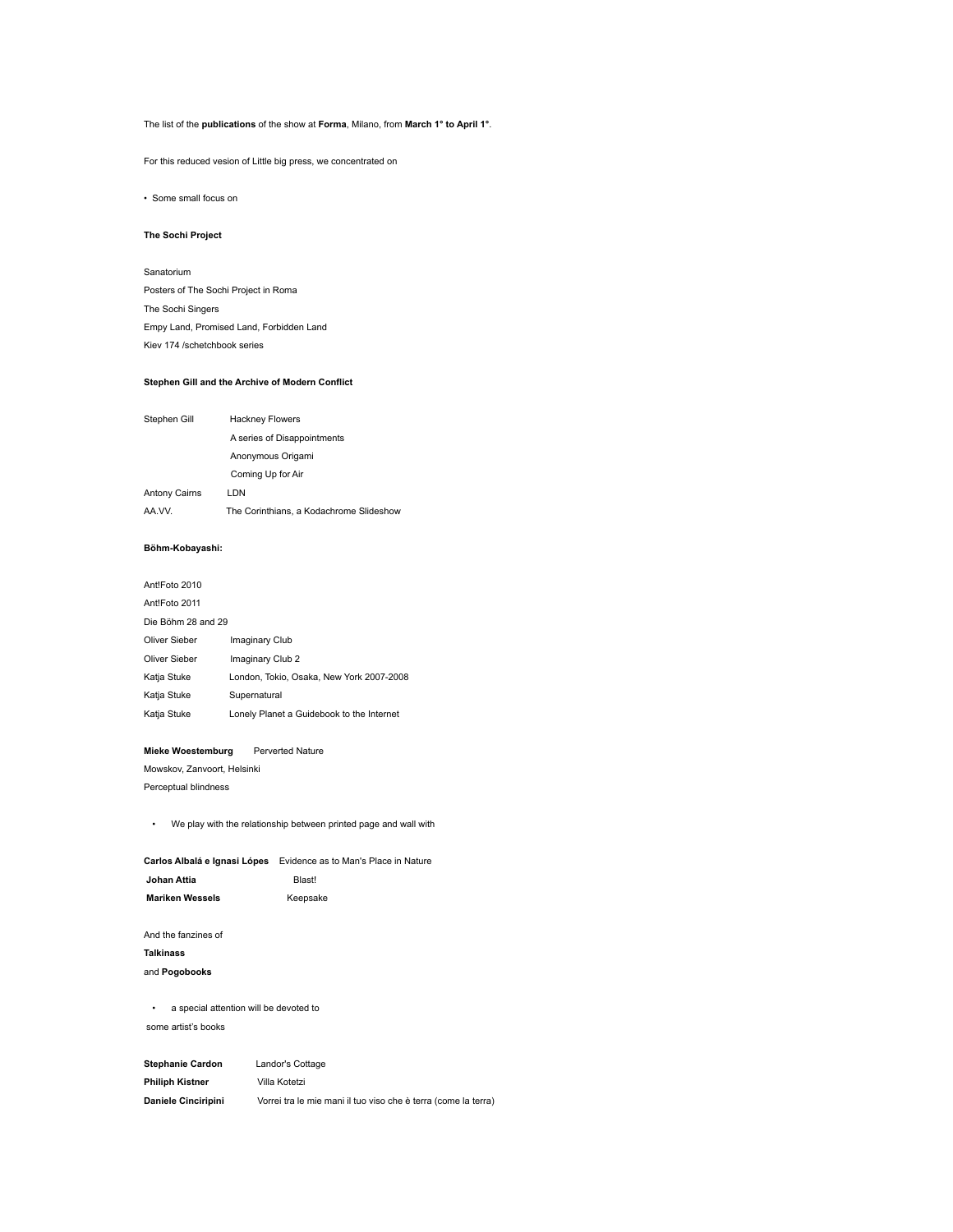The list of the **publications** of the show at **Forma**, Milano, from **March 1° to April 1°**.

For this reduced vesion of Little big press, we concentrated on

- Some small focus on

**The Sochi Project**

Sanatorium

Posters of The Sochi Project in Roma

The Sochi Singers

Empy Land, Promised Land, Forbidden Land

Kiev 174 /schetchbook series

**Stephen Gill and the Archive of Modern Conflict**

| | |
|---|---|
| Stephen Gill | Hackney Flowers |
| | A series of Disappointments |
| | Anonymous Origami |
| | Coming Up for Air |
| Antony Cairns | LDN |
| AA.VV. | The Corinthians, a Kodachrome Slideshow |

**Böhm-Kobayashi:**

Ant!Foto 2010

Ant!Foto 2011

Die Böhm 28 and 29

| | |
|---|---|
| Oliver Sieber | Imaginary Club |
| Oliver Sieber | Imaginary Club 2 |
| Katja Stuke | London, Tokio, Osaka, New York 2007-2008 |
| Katja Stuke | Supernatural |
| Katja Stuke | Lonely Planet a Guidebook to the Internet |

**Mieke Woestemburg** Perverted Nature

Mowskov, Zanvoort, Helsinki

Perceptual blindness

- We play with the relationship between printed page and wall with

| | |
|---|---|
| **Carlos Albalá e Ignasi Lópes** | Evidence as to Man's Place in Nature |
| **Johan Attia** | Blast! |
| **Mariken Wessels** | Keepsake |

And the fanzines of

**Talkinass**

and **Pogobooks**

- a special attention will be devoted to

some artist's books

| | |
|---|---|
| **Stephanie Cardon** | Landor's Cottage |
| **Philiph Kistner** | Villa Kotetzi |
| **Daniele Cinciripini** | Vorrei tra le mie mani il tuo viso che è terra (come la terra) |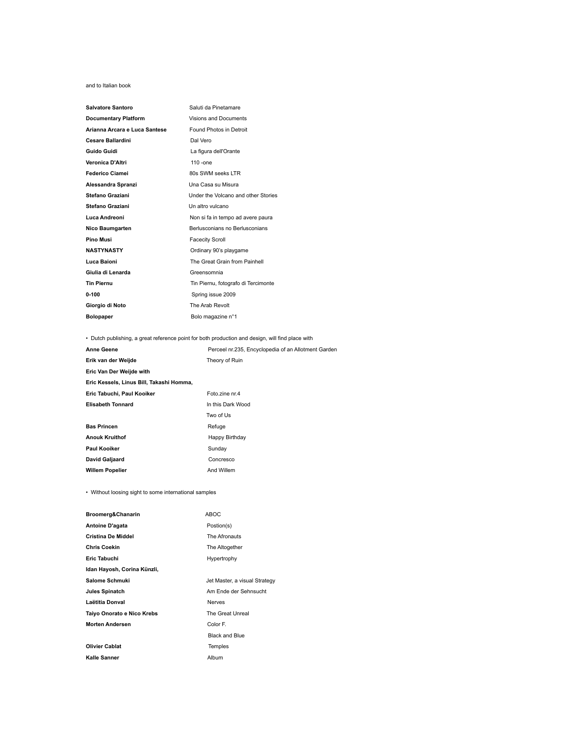and to Italian book

| | |
|---|---|
| **Salvatore Santoro** | Saluti da Pinetamare |
| **Documentary Platform** | Visions and Documents |
| **Arianna Arcara e Luca Santese** | Found Photos in Detroit |
| **Cesare Ballardini** | Dal Vero |
| **Guido Guidi** | La figura dell'Orante |
| **Veronica D'Altri** | 110 -one |
| **Federico Ciamei** | 80s SWM seeks LTR |
| **Alessandra Spranzi** | Una Casa su Misura |
| **Stefano Graziani** | Under the Volcano and other Stories |
| **Stefano Graziani** | Un altro vulcano |
| **Luca Andreoni** | Non si fa in tempo ad avere paura |
| **Nico Baumgarten** | Berlusconians no Berlusconians |
| **Pino Musi** | Facecity Scroll |
| **NASTYNASTY** | Ordinary 90's playgame |
| **Luca Baioni** | The Great Grain from Painhell |
| **Giulia di Lenarda** | Greensomnia |
| **Tin Piernu** | Tin Piernu, fotografo di Tercimonte |
| **0-100** | Spring issue 2009 |
| **Giorgio di Noto** | The Arab Revolt |
| **Bolopaper** | Bolo magazine n°1 |

- Dutch publishing, a great reference point for both production and design, will find place with

| | |
|---|---|
| **Anne Geene** | Perceel nr.235, Encyclopedia of an Allotment Garden |
| **Erik van der Weijde** | Theory of Ruin |
| **Eric Van Der Weijde with** | |
| **Eric Kessels, Linus Bill, Takashi Homma,** | |
| **Eric Tabuchi, Paul Kooiker** | Foto.zine nr.4 |
| **Elisabeth Tonnard** | In this Dark Wood |
| | Two of Us |
| **Bas Princen** | Refuge |
| **Anouk Kruithof** | Happy Birthday |
| **Paul Kooiker** | Sunday |
| **David Galjaard** | Concresco |
| **Willem Popelier** | And Willem |

- Without loosing sight to some international samples

| | |
|---|---|
| **Broomerg&Chanarin** | ABOC |
| **Antoine D'agata** | Postion(s) |
| **Cristina De Middel** | The Afronauts |
| **Chris Coekin** | The Altogether |
| **Eric Tabuchi** | Hypertrophy |
| **Idan Hayosh, Corina Künzli,** | |
| **Salome Schmuki** | Jet Master, a visual Strategy |
| **Jules Spinatch** | Am Ende der Sehnsucht |
| **Laëtitia Donval** | Nerves |
| **Taiyo Onorato e Nico Krebs** | The Great Unreal |
| **Morten Andersen** | Color F. |
| | Black and Blue |
| **Olivier Cablat** | Temples |
| **Kalle Sanner** | Album |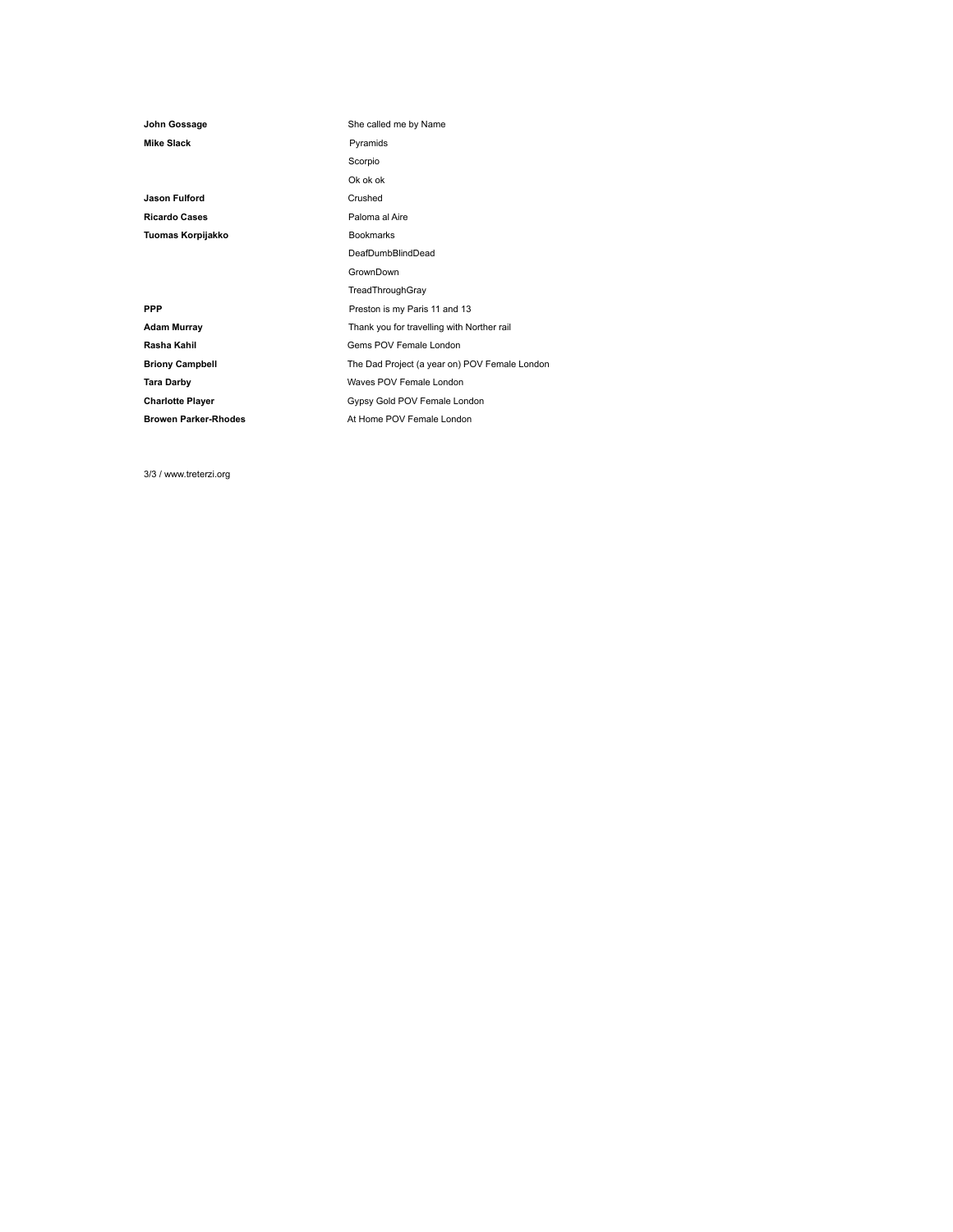| | |
|---|---|
| **John Gossage** | She called me by Name |
| **Mike Slack** | Pyramids |
| | Scorpio |
| | Ok ok ok |
| **Jason Fulford** | Crushed |
| **Ricardo Cases** | Paloma al Aire |
| **Tuomas Korpijakko** | Bookmarks |
| | DeafDumbBlindDead |
| | GrownDown |
| | TreadThroughGray |
| **PPP** | Preston is my Paris 11 and 13 |
| **Adam Murray** | Thank you for travelling with Norther rail |
| **Rasha Kahil** | Gems POV Female London |
| **Briony Campbell** | The Dad Project (a year on) POV Female London |
| **Tara Darby** | Waves POV Female London |
| **Charlotte Player** | Gypsy Gold POV Female London |
| **Browen Parker-Rhodes** | At Home POV Female London |

www.treterzi.org